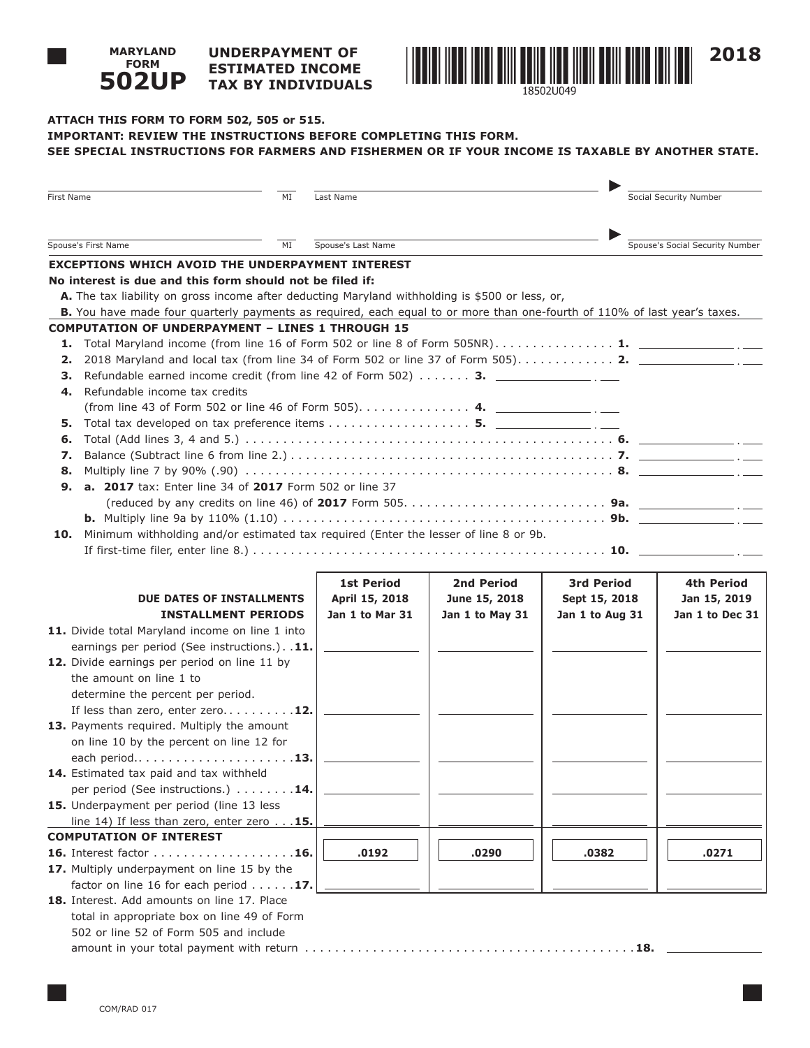# MARYLAND FORM 502UP

## UNDERPAYMENT OF ESTIMATED INCOME TAX BY INDIVIDUALS

18502U049

2018

**ATTACH THIS FORM TO FORM 502, 505 or 515.**

**IMPORTANT: REVIEW THE INSTRUCTIONS BEFORE COMPLETING THIS FORM.**

**SEE SPECIAL INSTRUCTIONS FOR FARMERS AND FISHERMEN OR IF YOUR INCOME IS TAXABLE BY ANOTHER STATE.**

First Name ____ MI ____ Last Name ____ Social Security Number ____

Spouse's First Name ____ MI ____ Spouse's Last Name ____ Spouse's Social Security Number ____

### EXCEPTIONS WHICH AVOID THE UNDERPAYMENT INTEREST

**No interest is due and this form should not be filed if:**

**A.** The tax liability on gross income after deducting Maryland withholding is $500 or less, or,

**B.** You have made four quarterly payments as required, each equal to or more than one-fourth of 110% of last year's taxes.

### COMPUTATION OF UNDERPAYMENT – LINES 1 THROUGH 15

1. Total Maryland income (from line 16 of Form 502 or line 8 of Form 505NR) . . . . . . . . . . . . . . . . **1.** ________
2. 2018 Maryland and local tax (from line 34 of Form 502 or line 37 of Form 505) . . . . . . . . . . . . . **2.** ________
3. Refundable earned income credit (from line 42 of Form 502) . . . . . . . **3.** ________
4. Refundable income tax credits (from line 43 of Form 502 or line 46 of Form 505) . . . . . . . . . . . . . . **4.** ________
5. Total tax developed on tax preference items . . . . . . . . . . . . . . . . . . . **5.** ________
6. Total (Add lines 3, 4 and 5.) . . . . . . . . . . . . . . . . . . . . . . . . . . . . . . . . . . . . . . . . . . . . . . . . . . **6.** ________
7. Balance (Subtract line 6 from line 2.) . . . . . . . . . . . . . . . . . . . . . . . . . . . . . . . . . . . . . . . . . . . . **7.** ________
8. Multiply line 7 by 90% (.90) . . . . . . . . . . . . . . . . . . . . . . . . . . . . . . . . . . . . . . . . . . . . . . . . . . **8.** ________
9. **a. 2017** tax: Enter line 34 of **2017** Form 502 or line 37 (reduced by any credits on line 46) of **2017** Form 505 . . . . . . . . . . . . . . . . . . . . . . . . . . **9a.** ________
   **b.** Multiply line 9a by 110% (1.10) . . . . . . . . . . . . . . . . . . . . . . . . . . . . . . . . . . . . . . . . . . **9b.** ________
10. Minimum withholding and/or estimated tax required (Enter the lesser of line 8 or 9b. If first-time filer, enter line 8.) . . . . . . . . . . . . . . . . . . . . . . . . . . . . . . . . . . . . . . . . . . . . . . . **10.** ________

| DUE DATES OF INSTALLMENTS<br>INSTALLMENT PERIODS | 1st Period<br>April 15, 2018<br>Jan 1 to Mar 31 | 2nd Period<br>June 15, 2018<br>Jan 1 to May 31 | 3rd Period<br>Sept 15, 2018<br>Jan 1 to Aug 31 | 4th Period<br>Jan 15, 2019<br>Jan 1 to Dec 31 |
|---|---|---|---|---|
| **11.** Divide total Maryland income on line 1 into earnings per period (See instructions.) . . **11.** | | | | |
| **12.** Divide earnings per period on line 11 by the amount on line 1 to determine the percent per period. If less than zero, enter zero. . . . . . . . . **12.** | | | | |
| **13.** Payments required. Multiply the amount on line 10 by the percent on line 12 for each period. . . . . . . . . . . . . . . . . . . . . . **13.** | | | | |
| **14.** Estimated tax paid and tax withheld per period (See instructions.) . . . . . . . . **14.** | | | | |
| **15.** Underpayment per period (line 13 less line 14) If less than zero, enter zero . . . **15.** | | | | |
| **COMPUTATION OF INTEREST** | | | | |
| **16.** Interest factor . . . . . . . . . . . . . . . . . . . **16.** | .0192 | .0290 | .0382 | .0271 |
| **17.** Multiply underpayment on line 15 by the factor on line 16 for each period . . . . . . **17.** | | | | |

**18.** Interest. Add amounts on line 17. Place total in appropriate box on line 49 of Form 502 or line 52 of Form 505 and include amount in your total payment with return . . . . . . . . . . . . . . . . . . . . . . . . . . . . . . . . . . . . . . . . . . . . . **18.** ________

COM/RAD 017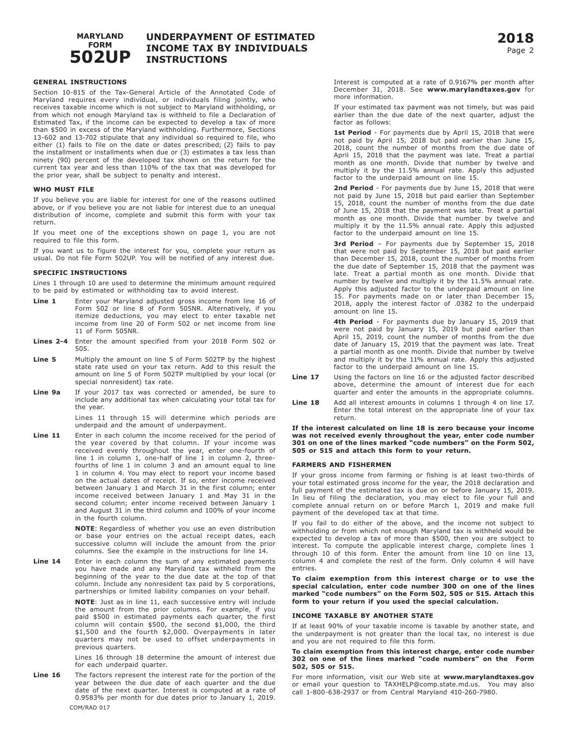# MARYLAND FORM 502UP

## UNDERPAYMENT OF ESTIMATED INCOME TAX BY INDIVIDUALS INSTRUCTIONS

**2018**

### GENERAL INSTRUCTIONS

Section 10-815 of the Tax-General Article of the Annotated Code of Maryland requires every individual, or individuals filing jointly, who receives taxable income which is not subject to Maryland withholding, or from which not enough Maryland tax is withheld to file a Declaration of Estimated Tax, if the income can be expected to develop a tax of more than $500 in excess of the Maryland withholding. Furthermore, Sections 13-602 and 13-702 stipulate that any individual so required to file, who either (1) fails to file on the date or dates prescribed; (2) fails to pay the installment or installments when due or (3) estimates a tax less than ninety (90) percent of the developed tax shown on the return for the current tax year and less than 110% of the tax that was developed for the prior year, shall be subject to penalty and interest.

### WHO MUST FILE

If you believe you are liable for interest for one of the reasons outlined above, or if you believe you are not liable for interest due to an unequal distribution of income, complete and submit this form with your tax return.

If you meet one of the exceptions shown on page 1, you are not required to file this form.

If you want us to figure the interest for you, complete your return as usual. Do not file Form 502UP. You will be notified of any interest due.

### SPECIFIC INSTRUCTIONS

Lines 1 through 10 are used to determine the minimum amount required to be paid by estimated or withholding tax to avoid interest.

**Line 1** Enter your Maryland adjusted gross income from line 16 of Form 502 or line 8 of Form 505NR. Alternatively, if you itemize deductions, you may elect to enter taxable net income from line 20 of Form 502 or net income from line 11 of Form 505NR.

**Lines 2-4** Enter the amount specified from your 2018 Form 502 or 505.

**Line 5** Multiply the amount on line 5 of Form 502TP by the highest state rate used on your tax return. Add to this result the amount on line 5 of Form 502TP multiplied by your local (or special nonresident) tax rate.

**Line 9a** If your 2017 tax was corrected or amended, be sure to include any additional tax when calculating your total tax for the year.

Lines 11 through 15 will determine which periods are underpaid and the amount of underpayment.

**Line 11** Enter in each column the income received for the period of the year covered by that column. If your income was received evenly throughout the year, enter one-fourth of line 1 in column 1, one-half of line 1 in column 2, three-fourths of line 1 in column 3 and an amount equal to line 1 in column 4. You may elect to report your income based on the actual dates of receipt. If so, enter income received between January 1 and March 31 in the first column; enter income received between January 1 and May 31 in the second column; enter income received between January 1 and August 31 in the third column and 100% of your income in the fourth column.

**NOTE**: Regardless of whether you use an even distribution or base your entries on the actual receipt dates, each successive column will include the amount from the prior columns. See the example in the instructions for line 14.

**Line 14** Enter in each column the sum of any estimated payments you have made and any Maryland tax withheld from the beginning of the year to the due date at the top of that column. Include any nonresident tax paid by S corporations, partnerships or limited liability companies on your behalf.

**NOTE**: Just as in line 11, each successive entry will include the amount from the prior columns. For example, if you paid $500 in estimated payments each quarter, the first column will contain $500, the second $1,000, the third $1,500 and the fourth $2,000. Overpayments in later quarters may not be used to offset underpayments in previous quarters.

Lines 16 through 18 determine the amount of interest due for each underpaid quarter.

**Line 16** The factors represent the interest rate for the portion of the year between the due date of each quarter and the due date of the next quarter. Interest is computed at a rate of 0.9583% per month for due dates prior to January 1, 2019. Interest is computed at a rate of 0.9167% per month after December 31, 2018. See **www.marylandtaxes.gov** for more information.

If your estimated tax payment was not timely, but was paid earlier than the due date of the next quarter, adjust the factor as follows:

**1st Period** - For payments due by April 15, 2018 that were not paid by April 15, 2018 but paid earlier than June 15, 2018, count the number of months from the due date of April 15, 2018 that the payment was late. Treat a partial month as one month. Divide that number by twelve and multiply it by the 11.5% annual rate. Apply this adjusted factor to the underpaid amount on line 15.

**2nd Period** - For payments due by June 15, 2018 that were not paid by June 15, 2018 but paid earlier than September 15, 2018, count the number of months from the due date of June 15, 2018 that the payment was late. Treat a partial month as one month. Divide that number by twelve and multiply it by the 11.5% annual rate. Apply this adjusted factor to the underpaid amount on line 15.

**3rd Period** – For payments due by September 15, 2018 that were not paid by September 15, 2018 but paid earlier than December 15, 2018, count the number of months from the due date of September 15, 2018 that the payment was late. Treat a partial month as one month. Divide that number by twelve and multiply it by the 11.5% annual rate. Apply this adjusted factor to the underpaid amount on line 15. For payments made on or later than December 15, 2018, apply the interest factor of .0382 to the underpaid amount on line 15.

**4th Period** - For payments due by January 15, 2019 that were not paid by January 15, 2019 but paid earlier than April 15, 2019, count the number of months from the due date of January 15, 2019 that the payment was late. Treat a partial month as one month. Divide that number by twelve and multiply it by the 11% annual rate. Apply this adjusted factor to the underpaid amount on line 15.

**Line 17** Using the factors on line 16 or the adjusted factor described above, determine the amount of interest due for each quarter and enter the amounts in the appropriate columns.

**Line 18** Add all interest amounts in columns 1 through 4 on line 17. Enter the total interest on the appropriate line of your tax return.

**If the interest calculated on line 18 is zero because your income was not received evenly throughout the year, enter code number 301 on one of the lines marked "code numbers" on the Form 502, 505 or 515 and attach this form to your return.**

### FARMERS AND FISHERMEN

If your gross income from farming or fishing is at least two-thirds of your total estimated gross income for the year, the 2018 declaration and full payment of the estimated tax is due on or before January 15, 2019. In lieu of filing the declaration, you may elect to file your full and complete annual return on or before March 1, 2019 and make full payment of the developed tax at that time.

If you fail to do either of the above, and the income not subject to withholding or from which not enough Maryland tax is withheld would be expected to develop a tax of more than $500, then you are subject to interest. To compute the applicable interest charge, complete lines 1 through 10 of this form. Enter the amount from line 10 on line 13, column 4 and complete the rest of the form. Only column 4 will have entries.

**To claim exemption from this interest charge or to use the special calculation, enter code number 300 on one of the lines marked "code numbers" on the Form 502, 505 or 515. Attach this form to your return if you used the special calculation.**

### INCOME TAXABLE BY ANOTHER STATE

If at least 90% of your taxable income is taxable by another state, and the underpayment is not greater than the local tax, no interest is due and you are not required to file this form.

**To claim exemption from this interest charge, enter code number 302 on one of the lines marked "code numbers" on the Form 502, 505 or 515.**

For more information, visit our Web site at **www.marylandtaxes.gov** or email your question to TAXHELP@comp.state.md.us. You may also call 1-800-638-2937 or from Central Maryland 410-260-7980.

COM/RAD 017